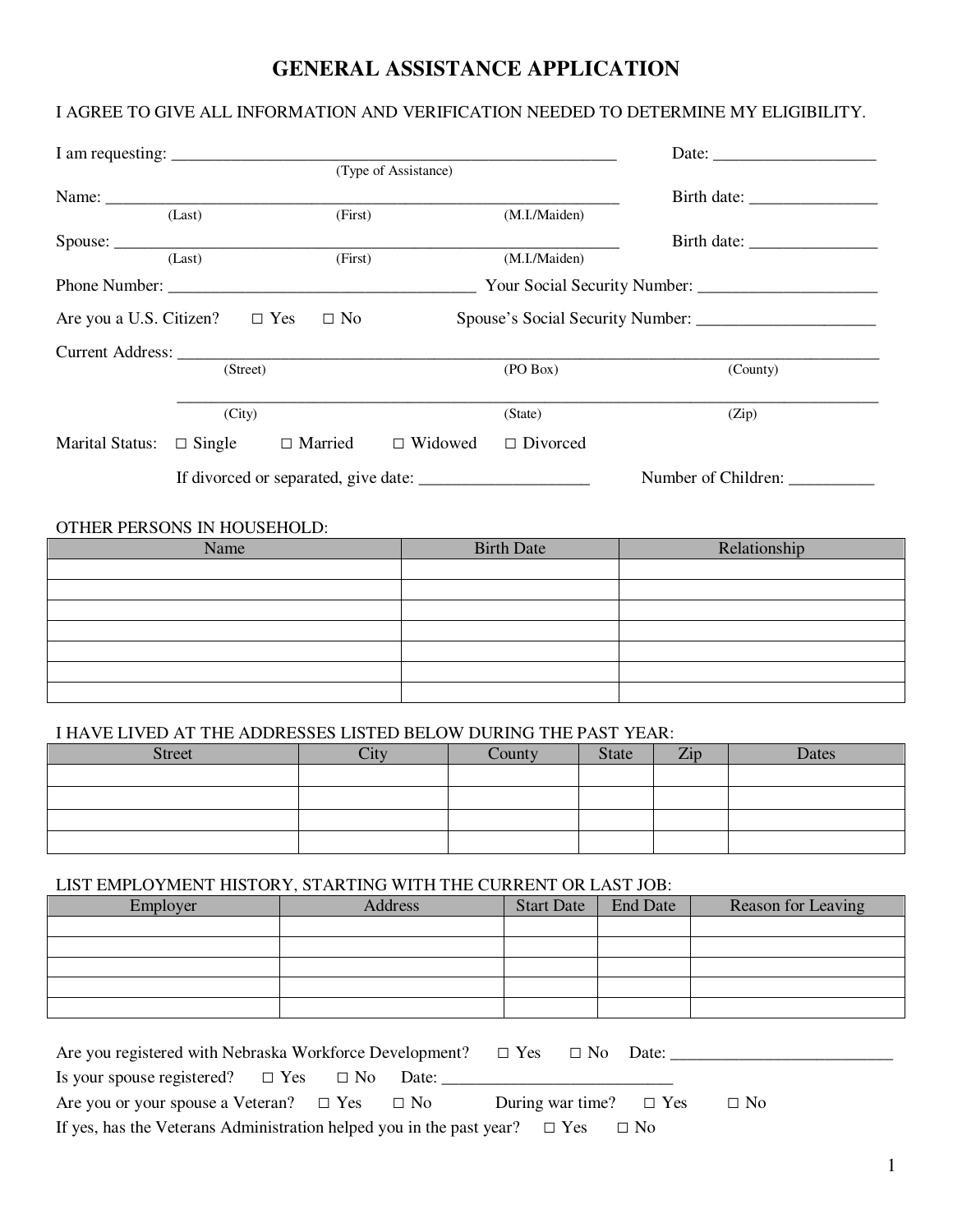# GENERAL ASSISTANCE APPLICATION

I AGREE TO GIVE ALL INFORMATION AND VERIFICATION NEEDED TO DETERMINE MY ELIGIBILITY.

I am requesting: ______________________________________________________ Date: ___________________
(Type of Assistance)

Name: ______________________________________________________________ Birth date: _______________
(Last) (First) (M.I./Maiden)

Spouse: _____________________________________________________________ Birth date: _______________
(Last) (First) (M.I./Maiden)

Phone Number: ____________________________________ Your Social Security Number: _____________________

Are you a U.S. Citizen? ☐ Yes ☐ No Spouse's Social Security Number: _____________________

Current Address: _________________________________________________________________________________
(Street) (PO Box) (County)

_________________________________________________________________________________
(City) (State) (Zip)

Marital Status: ☐ Single ☐ Married ☐ Widowed ☐ Divorced

If divorced or separated, give date: ____________________ Number of Children: __________

OTHER PERSONS IN HOUSEHOLD:

| Name | Birth Date | Relationship |
|---|---|---|
| | | |
| | | |
| | | |
| | | |
| | | |
| | | |
| | | |

I HAVE LIVED AT THE ADDRESSES LISTED BELOW DURING THE PAST YEAR:

| Street | City | County | State | Zip | Dates |
|---|---|---|---|---|---|
| | | | | | |
| | | | | | |
| | | | | | |
| | | | | | |

LIST EMPLOYMENT HISTORY, STARTING WITH THE CURRENT OR LAST JOB:

| Employer | Address | Start Date | End Date | Reason for Leaving |
|---|---|---|---|---|
| | | | | |
| | | | | |
| | | | | |
| | | | | |
| | | | | |

Are you registered with Nebraska Workforce Development? ☐ Yes ☐ No Date: ___________________________

Is your spouse registered? ☐ Yes ☐ No Date: ____________________________

Are you or your spouse a Veteran? ☐ Yes ☐ No During war time? ☐ Yes ☐ No

If yes, has the Veterans Administration helped you in the past year? ☐ Yes ☐ No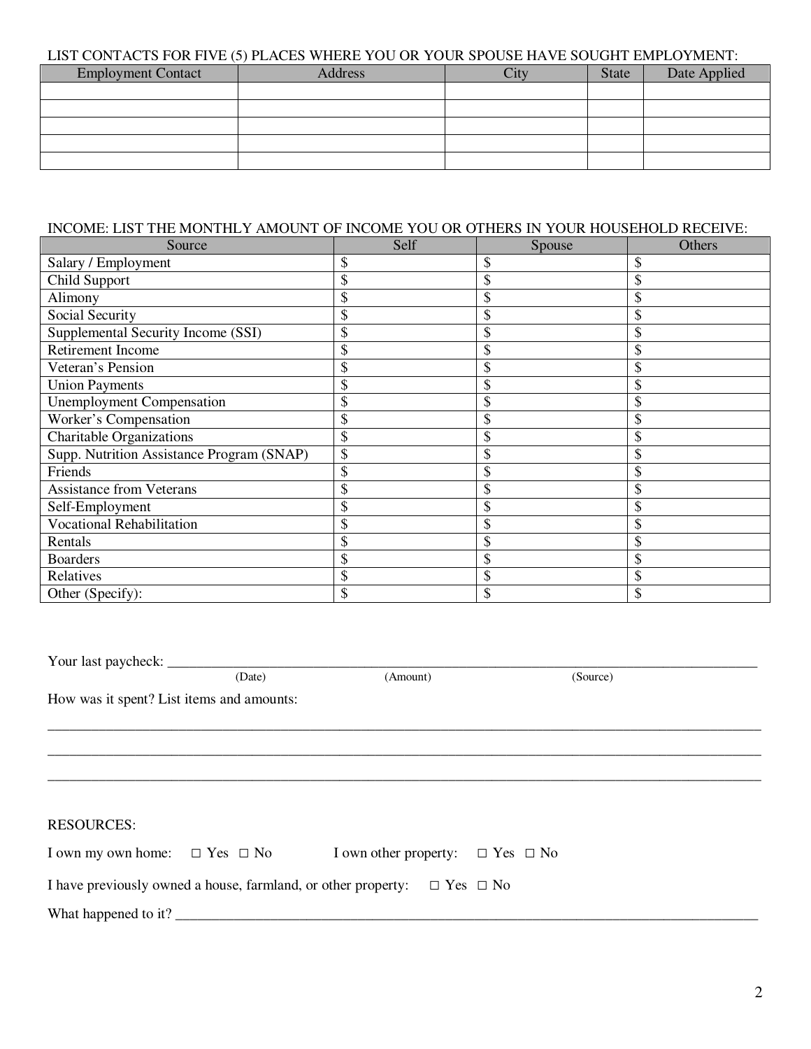LIST CONTACTS FOR FIVE (5) PLACES WHERE YOU OR YOUR SPOUSE HAVE SOUGHT EMPLOYMENT:

| Employment Contact | Address | City | State | Date Applied |
|---|---|---|---|---|
| | | | | |
| | | | | |
| | | | | |
| | | | | |
| | | | | |

INCOME: LIST THE MONTHLY AMOUNT OF INCOME YOU OR OTHERS IN YOUR HOUSEHOLD RECEIVE:

| Source | Self | Spouse | Others |
|---|---|---|---|
| Salary / Employment | $ | $ | $ |
| Child Support | $ | $ | $ |
| Alimony | $ | $ | $ |
| Social Security | $ | $ | $ |
| Supplemental Security Income (SSI) | $ | $ | $ |
| Retirement Income | $ | $ | $ |
| Veteran's Pension | $ | $ | $ |
| Union Payments | $ | $ | $ |
| Unemployment Compensation | $ | $ | $ |
| Worker's Compensation | $ | $ | $ |
| Charitable Organizations | $ | $ | $ |
| Supp. Nutrition Assistance Program (SNAP) | $ | $ | $ |
| Friends | $ | $ | $ |
| Assistance from Veterans | $ | $ | $ |
| Self-Employment | $ | $ | $ |
| Vocational Rehabilitation | $ | $ | $ |
| Rentals | $ | $ | $ |
| Boarders | $ | $ | $ |
| Relatives | $ | $ | $ |
| Other (Specify): | $ | $ | $ |

Your last paycheck: ______________________________________________________________
(Date) (Amount) (Source)

How was it spent? List items and amounts:

______________________________________________________________________________

______________________________________________________________________________

______________________________________________________________________________

RESOURCES:

I own my own home: ☐ Yes ☐ No I own other property: ☐ Yes ☐ No

I have previously owned a house, farmland, or other property: ☐ Yes ☐ No

What happened to it? ______________________________________________________________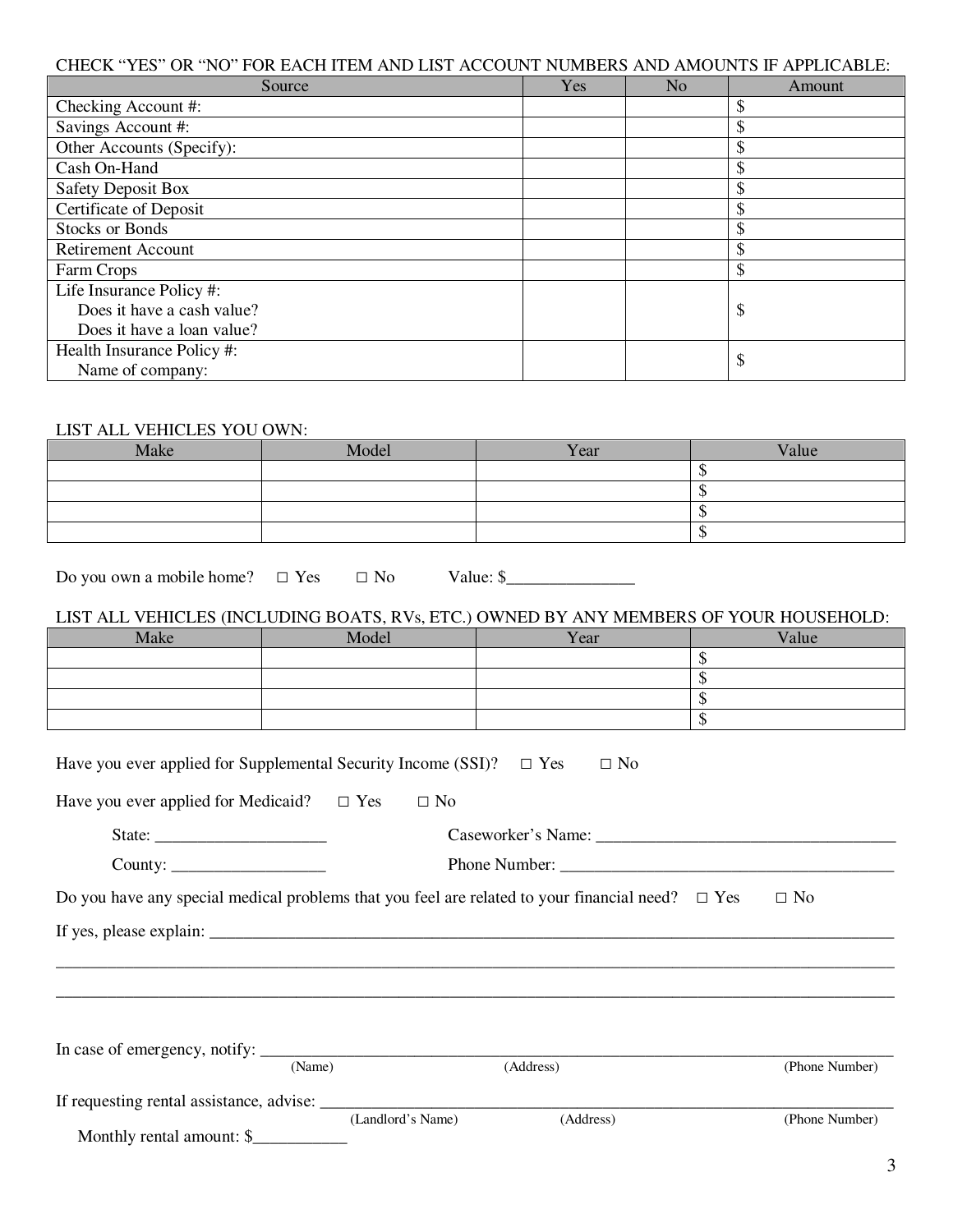CHECK "YES" OR "NO" FOR EACH ITEM AND LIST ACCOUNT NUMBERS AND AMOUNTS IF APPLICABLE:

| Source | Yes | No | Amount |
|---|---|---|---|
| Checking Account #: | | | $ |
| Savings Account #: | | | $ |
| Other Accounts (Specify): | | | $ |
| Cash On-Hand | | | $ |
| Safety Deposit Box | | | $ |
| Certificate of Deposit | | | $ |
| Stocks or Bonds | | | $ |
| Retirement Account | | | $ |
| Farm Crops | | | $ |
| Life Insurance Policy #:<br>Does it have a cash value?<br>Does it have a loan value? | | | $ |
| Health Insurance Policy #:<br>Name of company: | | | $ |

LIST ALL VEHICLES YOU OWN:

| Make | Model | Year | Value |
|---|---|---|---|
| | | | $ |
| | | | $ |
| | | | $ |
| | | | $ |

Do you own a mobile home? □ Yes □ No Value: $_______________

LIST ALL VEHICLES (INCLUDING BOATS, RVs, ETC.) OWNED BY ANY MEMBERS OF YOUR HOUSEHOLD:

| Make | Model | Year | Value |
|---|---|---|---|
| | | | $ |
| | | | $ |
| | | | $ |
| | | | $ |

Have you ever applied for Supplemental Security Income (SSI)? □ Yes □ No

Have you ever applied for Medicaid? □ Yes □ No

State: ____________________ Caseworker's Name: ____________________________________

County: __________________ Phone Number: ________________________________________

Do you have any special medical problems that you feel are related to your financial need? □ Yes □ No

If yes, please explain: ____________________________________________________________________________

______________________________________________________________________________________________

______________________________________________________________________________________________

In case of emergency, notify: _________________________________________________________________
(Name) (Address) (Phone Number)

If requesting rental assistance, advise: ____________________________________________________________
(Landlord's Name) (Address) (Phone Number)

Monthly rental amount: $___________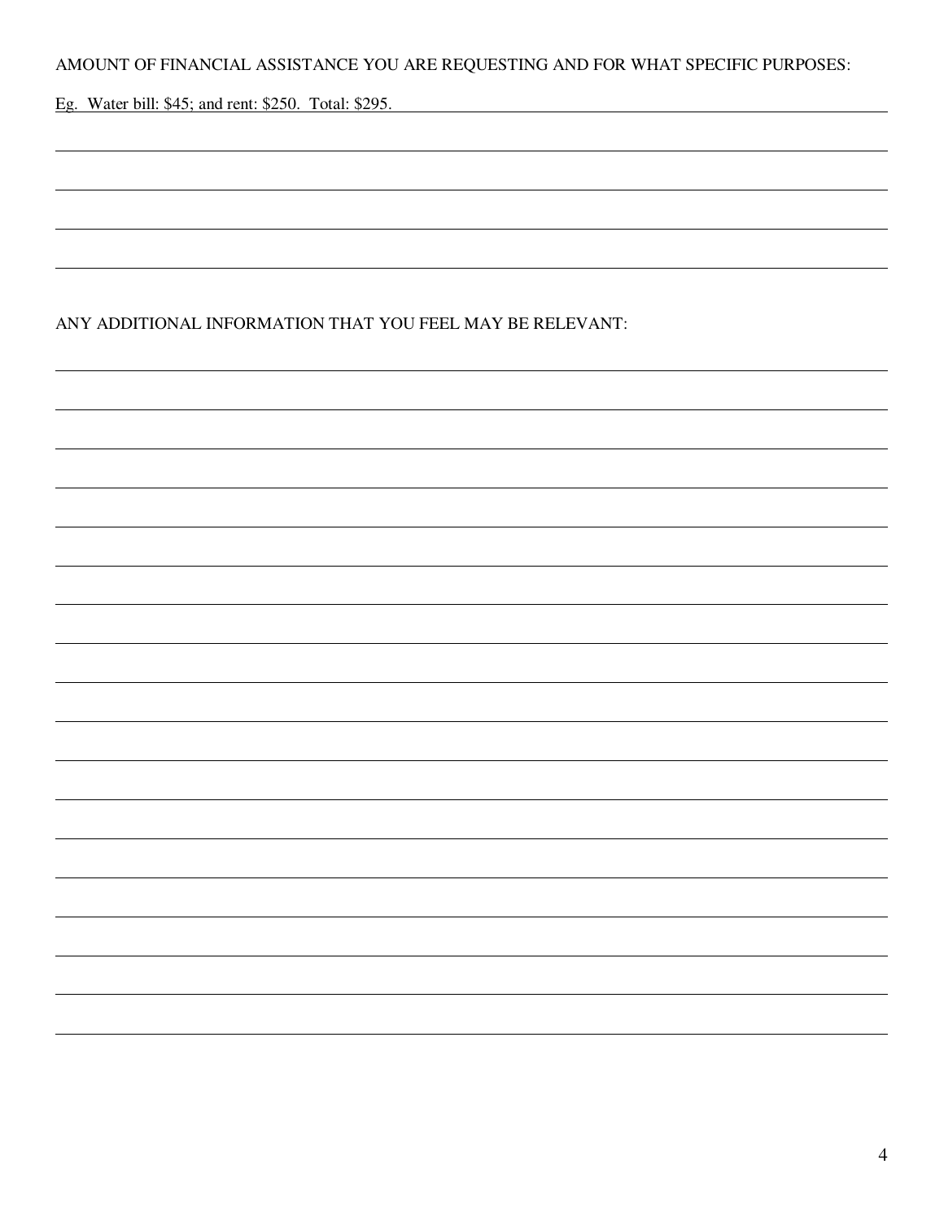AMOUNT OF FINANCIAL ASSISTANCE YOU ARE REQUESTING AND FOR WHAT SPECIFIC PURPOSES:

Eg. Water bill: $45; and rent: $250. Total: $295.

ANY ADDITIONAL INFORMATION THAT YOU FEEL MAY BE RELEVANT: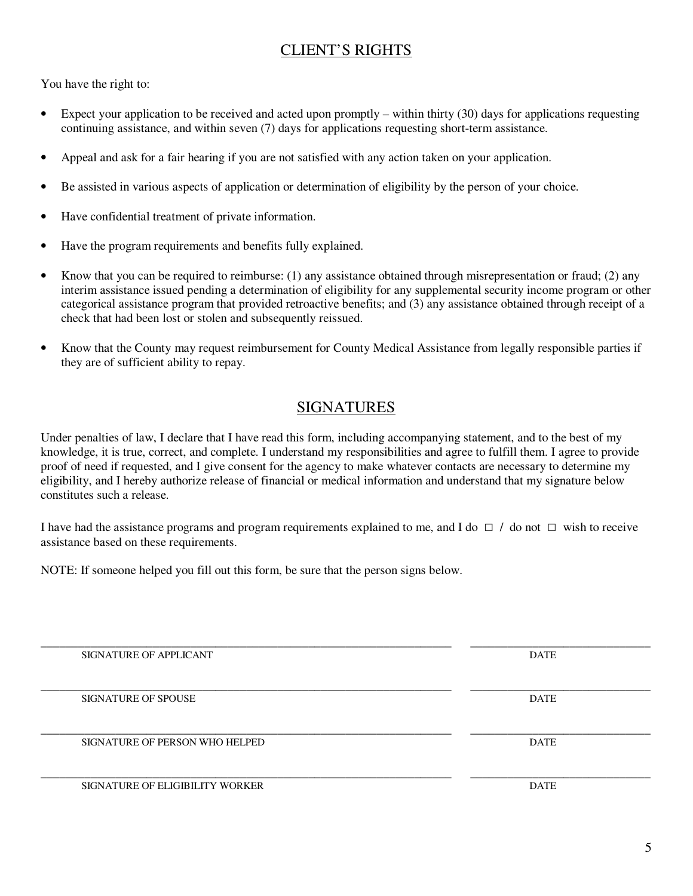## CLIENT'S RIGHTS

You have the right to:

- Expect your application to be received and acted upon promptly – within thirty (30) days for applications requesting continuing assistance, and within seven (7) days for applications requesting short-term assistance.
- Appeal and ask for a fair hearing if you are not satisfied with any action taken on your application.
- Be assisted in various aspects of application or determination of eligibility by the person of your choice.
- Have confidential treatment of private information.
- Have the program requirements and benefits fully explained.
- Know that you can be required to reimburse: (1) any assistance obtained through misrepresentation or fraud; (2) any interim assistance issued pending a determination of eligibility for any supplemental security income program or other categorical assistance program that provided retroactive benefits; and (3) any assistance obtained through receipt of a check that had been lost or stolen and subsequently reissued.
- Know that the County may request reimbursement for County Medical Assistance from legally responsible parties if they are of sufficient ability to repay.

## SIGNATURES

Under penalties of law, I declare that I have read this form, including accompanying statement, and to the best of my knowledge, it is true, correct, and complete. I understand my responsibilities and agree to fulfill them. I agree to provide proof of need if requested, and I give consent for the agency to make whatever contacts are necessary to determine my eligibility, and I hereby authorize release of financial or medical information and understand that my signature below constitutes such a release.

I have had the assistance programs and program requirements explained to me, and I do ☐ / do not ☐ wish to receive assistance based on these requirements.

NOTE: If someone helped you fill out this form, be sure that the person signs below.

______________________________ SIGNATURE OF APPLICANT ______________ DATE

______________________________ SIGNATURE OF SPOUSE ______________ DATE

______________________________ SIGNATURE OF PERSON WHO HELPED ______________ DATE

______________________________ SIGNATURE OF ELIGIBILITY WORKER ______________ DATE